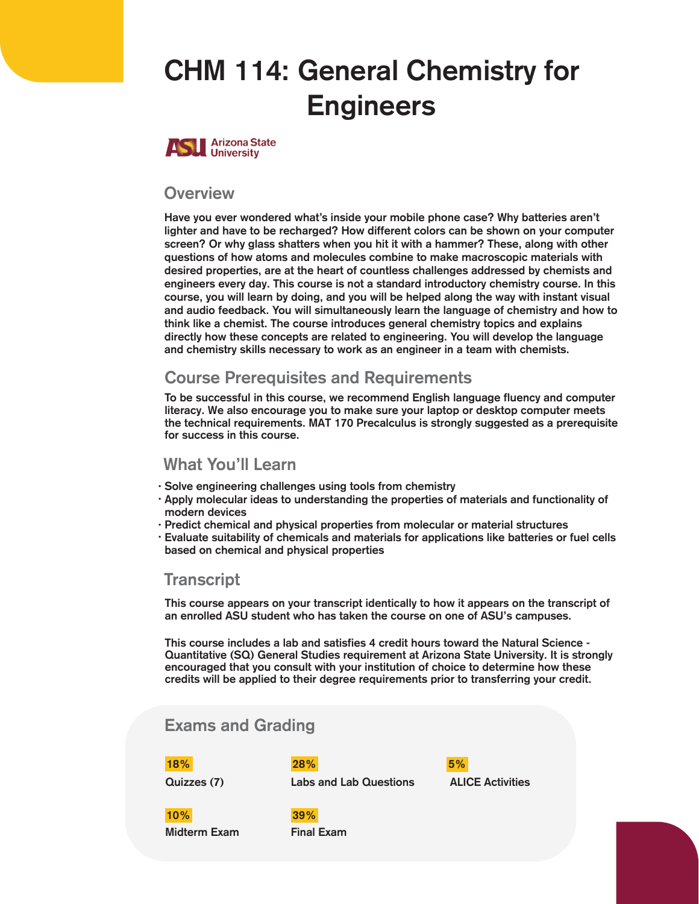# CHM 114: General Chemistry for Engineers

Arizona State University

## Overview

**Have you ever wondered what's inside your mobile phone case? Why batteries aren't lighter and have to be recharged? How different colors can be shown on your computer screen? Or why glass shatters when you hit it with a hammer? These, along with other questions of how atoms and molecules combine to make macroscopic materials with desired properties, are at the heart of countless challenges addressed by chemists and engineers every day. This course is not a standard introductory chemistry course. In this course, you will learn by doing, and you will be helped along the way with instant visual and audio feedback. You will simultaneously learn the language of chemistry and how to think like a chemist. The course introduces general chemistry topics and explains directly how these concepts are related to engineering. You will develop the language and chemistry skills necessary to work as an engineer in a team with chemists.**

## Course Prerequisites and Requirements

**To be successful in this course, we recommend English language fluency and computer literacy. We also encourage you to make sure your laptop or desktop computer meets the technical requirements. MAT 170 Precalculus is strongly suggested as a prerequisite for success in this course.**

## What You'll Learn

- **Solve engineering challenges using tools from chemistry**
- **Apply molecular ideas to understanding the properties of materials and functionality of modern devices**
- **Predict chemical and physical properties from molecular or material structures**
- **Evaluate suitability of chemicals and materials for applications like batteries or fuel cells based on chemical and physical properties**

## Transcript

**This course appears on your transcript identically to how it appears on the transcript of an enrolled ASU student who has taken the course on one of ASU's campuses.**

**This course includes a lab and satisfies 4 credit hours toward the Natural Science - Quantitative (SQ) General Studies requirement at Arizona State University. It is strongly encouraged that you consult with your institution of choice to determine how these credits will be applied to their degree requirements prior to transferring your credit.**

## Exams and Grading

**18%** Quizzes (7)

**28%** Labs and Lab Questions

**5%** ALICE Activities

**10%** Midterm Exam

**39%** Final Exam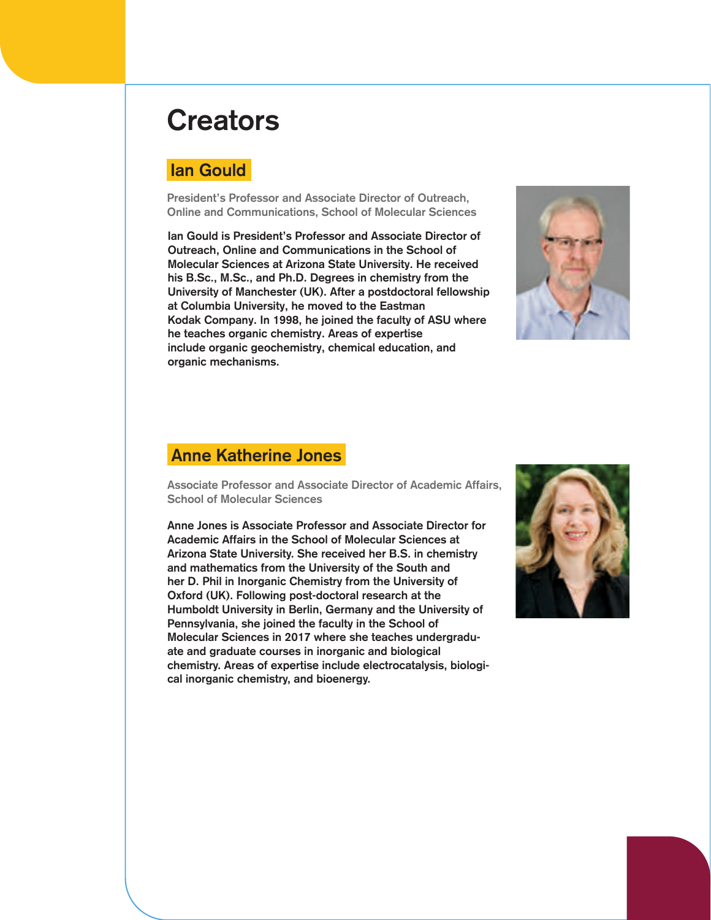# Creators

## Ian Gould

President's Professor and Associate Director of Outreach, Online and Communications, School of Molecular Sciences

**Ian Gould is President's Professor and Associate Director of Outreach, Online and Communications in the School of Molecular Sciences at Arizona State University. He received his B.Sc., M.Sc., and Ph.D. Degrees in chemistry from the University of Manchester (UK). After a postdoctoral fellowship at Columbia University, he moved to the Eastman Kodak Company. In 1998, he joined the faculty of ASU where he teaches organic chemistry. Areas of expertise include organic geochemistry, chemical education, and organic mechanisms.**

## Anne Katherine Jones

Associate Professor and Associate Director of Academic Affairs, School of Molecular Sciences

**Anne Jones is Associate Professor and Associate Director for Academic Affairs in the School of Molecular Sciences at Arizona State University. She received her B.S. in chemistry and mathematics from the University of the South and her D. Phil in Inorganic Chemistry from the University of Oxford (UK). Following post-doctoral research at the Humboldt University in Berlin, Germany and the University of Pennsylvania, she joined the faculty in the School of Molecular Sciences in 2017 where she teaches undergraduate and graduate courses in inorganic and biological chemistry. Areas of expertise include electrocatalysis, biological inorganic chemistry, and bioenergy.**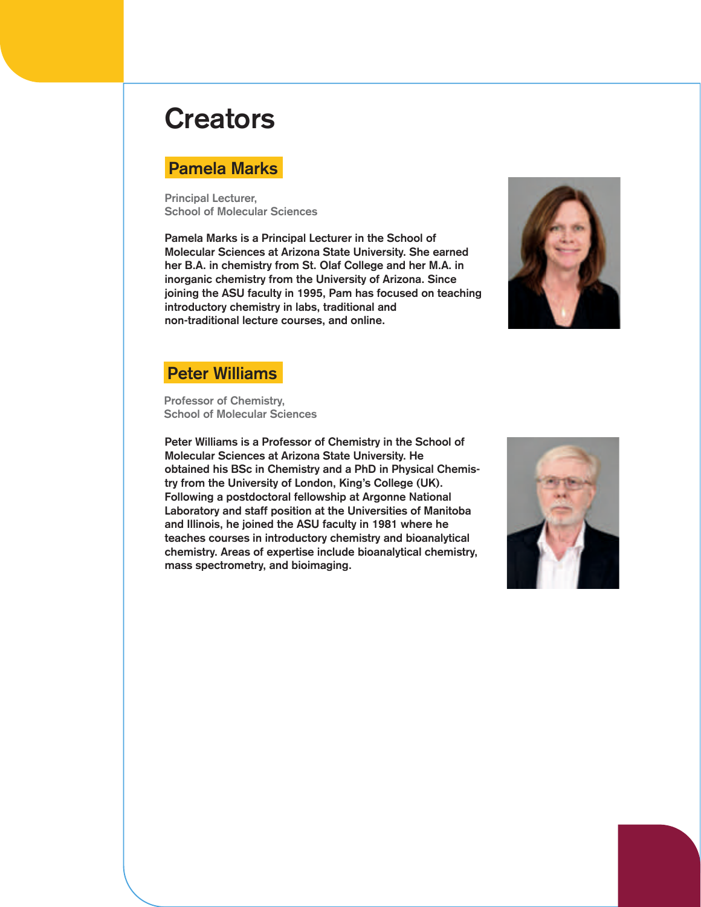# Creators

## Pamela Marks

Principal Lecturer,
School of Molecular Sciences

**Pamela Marks is a Principal Lecturer in the School of Molecular Sciences at Arizona State University. She earned her B.A. in chemistry from St. Olaf College and her M.A. in inorganic chemistry from the University of Arizona. Since joining the ASU faculty in 1995, Pam has focused on teaching introductory chemistry in labs, traditional and non-traditional lecture courses, and online.**

## Peter Williams

Professor of Chemistry,
School of Molecular Sciences

**Peter Williams is a Professor of Chemistry in the School of Molecular Sciences at Arizona State University. He obtained his BSc in Chemistry and a PhD in Physical Chemistry from the University of London, King's College (UK). Following a postdoctoral fellowship at Argonne National Laboratory and staff position at the Universities of Manitoba and Illinois, he joined the ASU faculty in 1981 where he teaches courses in introductory chemistry and bioanalytical chemistry. Areas of expertise include bioanalytical chemistry, mass spectrometry, and bioimaging.**